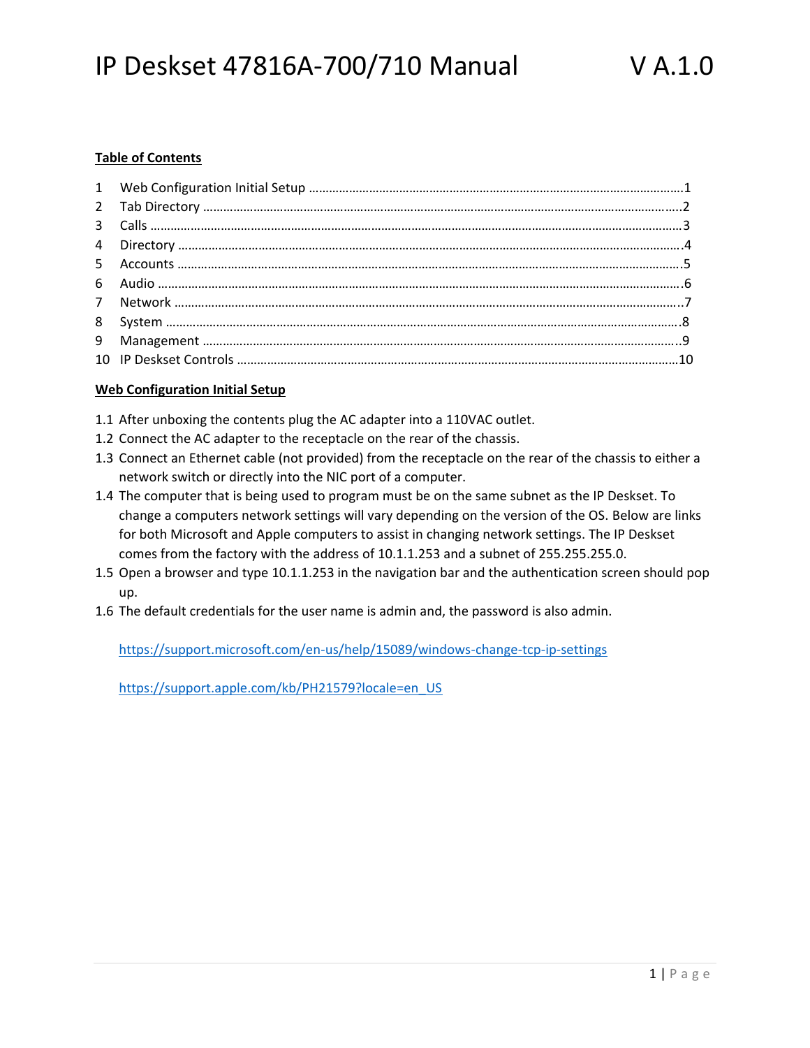# IP Deskset 47816A-700/710 Manual V A.1.0

**Table of Contents**

1 Web Configuration Initial Setup ........................................1
2 Tab Directory ........................................2
3 Calls ........................................3
4 Directory ........................................4
5 Accounts ........................................5
6 Audio ........................................6
7 Network ........................................7
8 System ........................................8
9 Management ........................................9
10 IP Deskset Controls ........................................10

**Web Configuration Initial Setup**

1.1 After unboxing the contents plug the AC adapter into a 110VAC outlet.
1.2 Connect the AC adapter to the receptacle on the rear of the chassis.
1.3 Connect an Ethernet cable (not provided) from the receptacle on the rear of the chassis to either a network switch or directly into the NIC port of a computer.
1.4 The computer that is being used to program must be on the same subnet as the IP Deskset. To change a computers network settings will vary depending on the version of the OS. Below are links for both Microsoft and Apple computers to assist in changing network settings. The IP Deskset comes from the factory with the address of 10.1.1.253 and a subnet of 255.255.255.0.
1.5 Open a browser and type 10.1.1.253 in the navigation bar and the authentication screen should pop up.
1.6 The default credentials for the user name is admin and, the password is also admin.

https://support.microsoft.com/en-us/help/15089/windows-change-tcp-ip-settings

https://support.apple.com/kb/PH21579?locale=en_US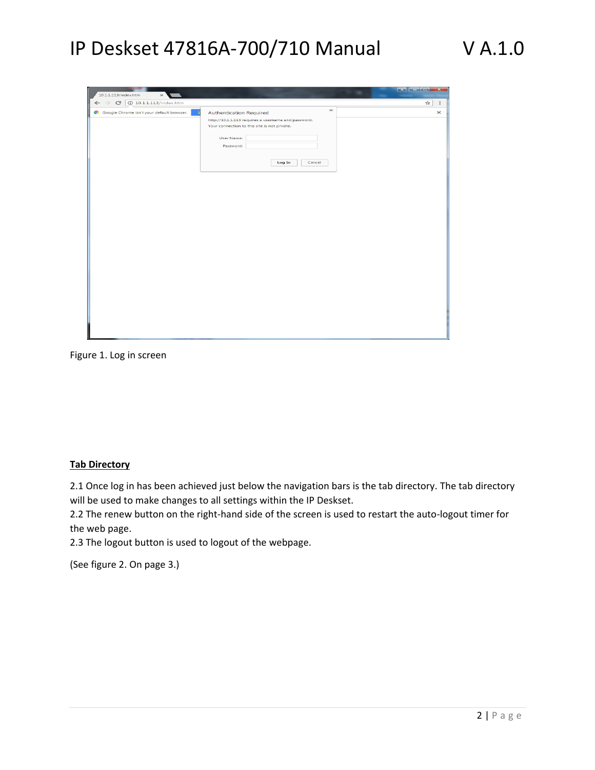Figure 1. Log in screen

**Tab Directory**

2.1 Once log in has been achieved just below the navigation bars is the tab directory. The tab directory will be used to make changes to all settings within the IP Deskset.
2.2 The renew button on the right-hand side of the screen is used to restart the auto-logout timer for the web page.
2.3 The logout button is used to logout of the webpage.

(See figure 2. On page 3.)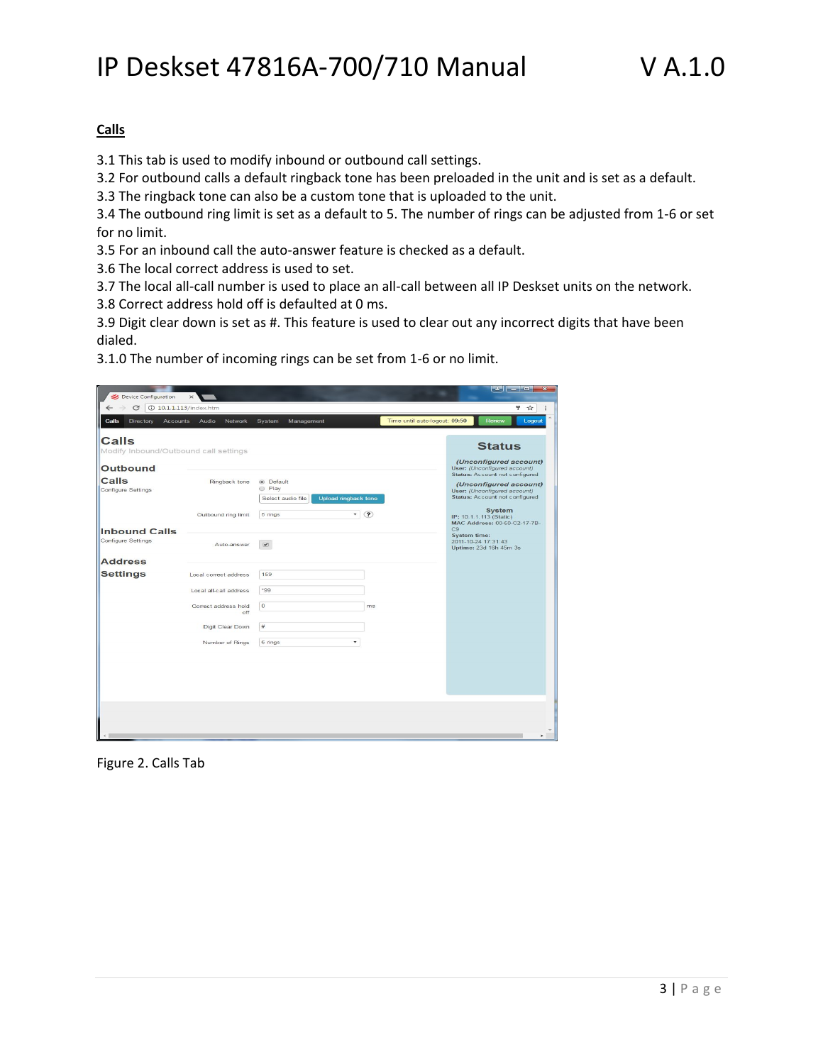## Calls

3.1 This tab is used to modify inbound or outbound call settings.
3.2 For outbound calls a default ringback tone has been preloaded in the unit and is set as a default.
3.3 The ringback tone can also be a custom tone that is uploaded to the unit.
3.4 The outbound ring limit is set as a default to 5. The number of rings can be adjusted from 1-6 or set for no limit.
3.5 For an inbound call the auto-answer feature is checked as a default.
3.6 The local correct address is used to set.
3.7 The local all-call number is used to place an all-call between all IP Deskset units on the network.
3.8 Correct address hold off is defaulted at 0 ms.
3.9 Digit clear down is set as #. This feature is used to clear out any incorrect digits that have been dialed.
3.1.0 The number of incoming rings can be set from 1-6 or no limit.

Figure 2. Calls Tab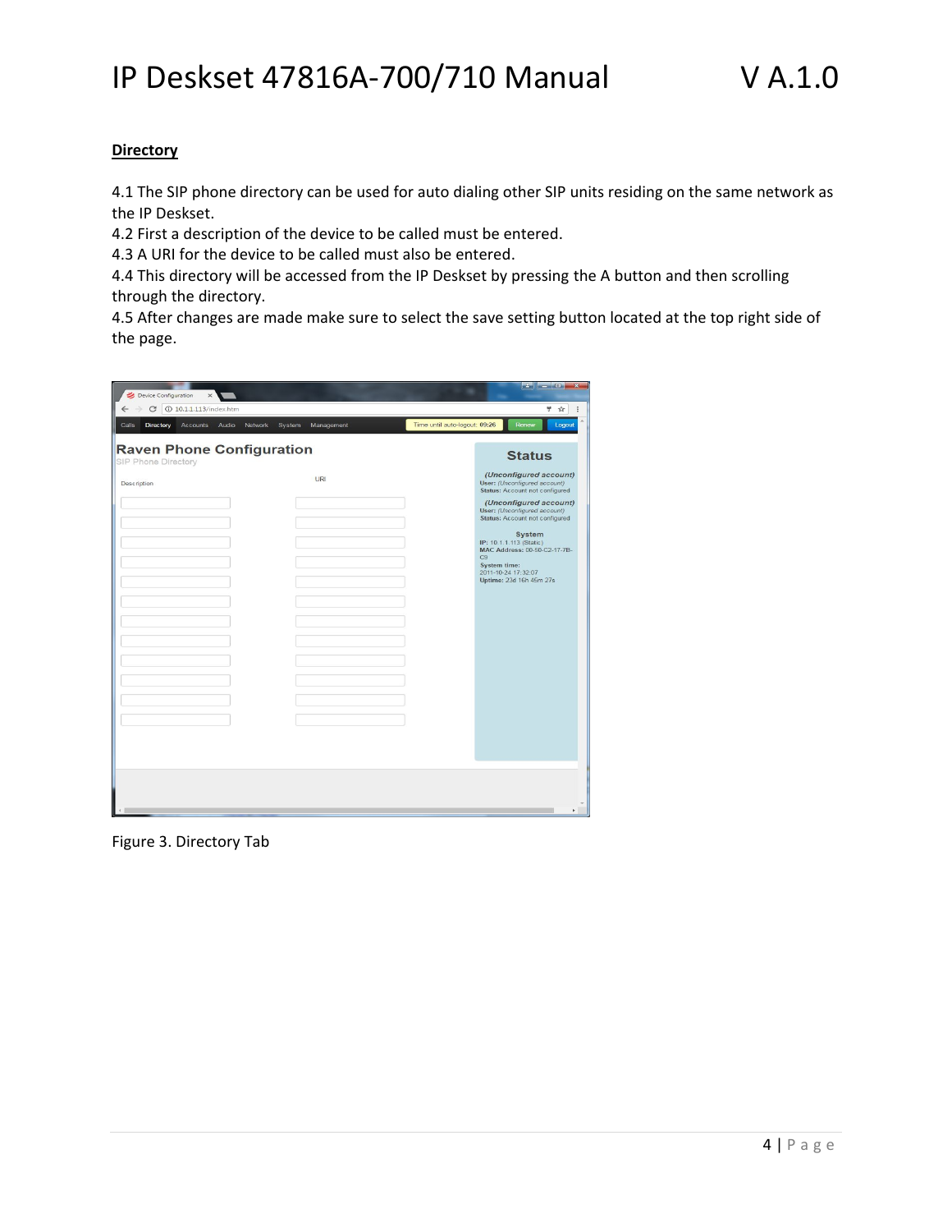## Directory

4.1 The SIP phone directory can be used for auto dialing other SIP units residing on the same network as the IP Deskset.
4.2 First a description of the device to be called must be entered.
4.3 A URI for the device to be called must also be entered.
4.4 This directory will be accessed from the IP Deskset by pressing the A button and then scrolling through the directory.
4.5 After changes are made make sure to select the save setting button located at the top right side of the page.

Figure 3. Directory Tab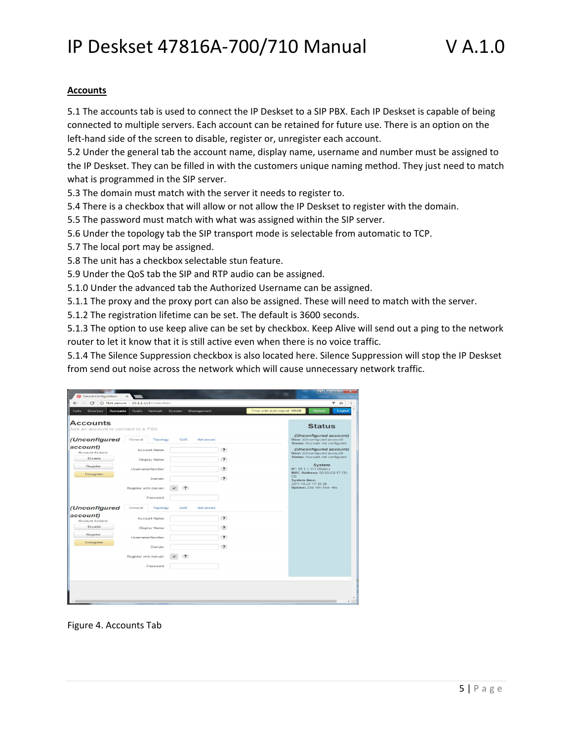## Accounts

5.1 The accounts tab is used to connect the IP Deskset to a SIP PBX. Each IP Deskset is capable of being connected to multiple servers. Each account can be retained for future use. There is an option on the left-hand side of the screen to disable, register or, unregister each account.
5.2 Under the general tab the account name, display name, username and number must be assigned to the IP Deskset. They can be filled in with the customers unique naming method. They just need to match what is programmed in the SIP server.
5.3 The domain must match with the server it needs to register to.
5.4 There is a checkbox that will allow or not allow the IP Deskset to register with the domain.
5.5 The password must match with what was assigned within the SIP server.
5.6 Under the topology tab the SIP transport mode is selectable from automatic to TCP.
5.7 The local port may be assigned.
5.8 The unit has a checkbox selectable stun feature.
5.9 Under the QoS tab the SIP and RTP audio can be assigned.
5.1.0 Under the advanced tab the Authorized Username can be assigned.
5.1.1 The proxy and the proxy port can also be assigned. These will need to match with the server.
5.1.2 The registration lifetime can be set. The default is 3600 seconds.
5.1.3 The option to use keep alive can be set by checkbox. Keep Alive will send out a ping to the network router to let it know that it is still active even when there is no voice traffic.
5.1.4 The Silence Suppression checkbox is also located here. Silence Suppression will stop the IP Deskset from send out noise across the network which will cause unnecessary network traffic.

Figure 4. Accounts Tab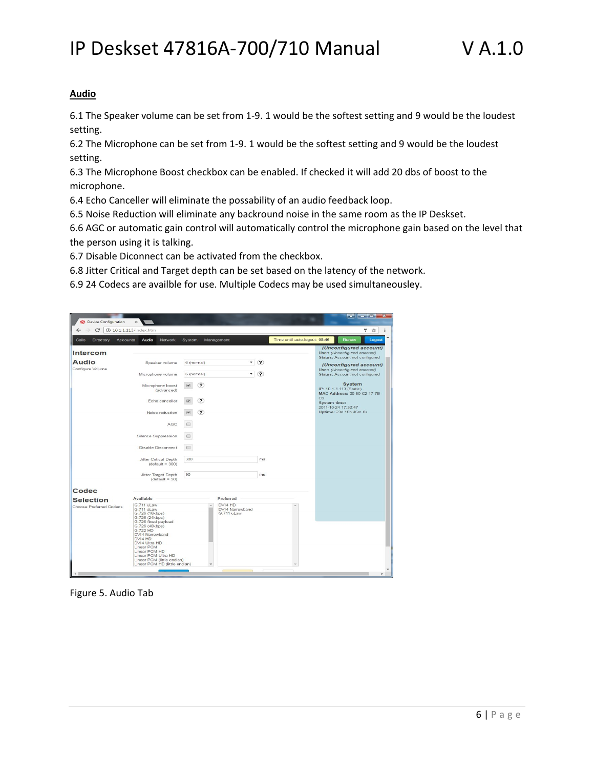## Audio

6.1 The Speaker volume can be set from 1-9. 1 would be the softest setting and 9 would be the loudest setting.
6.2 The Microphone can be set from 1-9. 1 would be the softest setting and 9 would be the loudest setting.
6.3 The Microphone Boost checkbox can be enabled. If checked it will add 20 dbs of boost to the microphone.
6.4 Echo Canceller will eliminate the possability of an audio feedback loop.
6.5 Noise Reduction will eliminate any backround noise in the same room as the IP Deskset.
6.6 AGC or automatic gain control will automatically control the microphone gain based on the level that the person using it is talking.
6.7 Disable Diconnect can be activated from the checkbox.
6.8 Jitter Critical and Target depth can be set based on the latency of the network.
6.9 24 Codecs are availble for use. Multiple Codecs may be used simultaneousley.

Figure 5. Audio Tab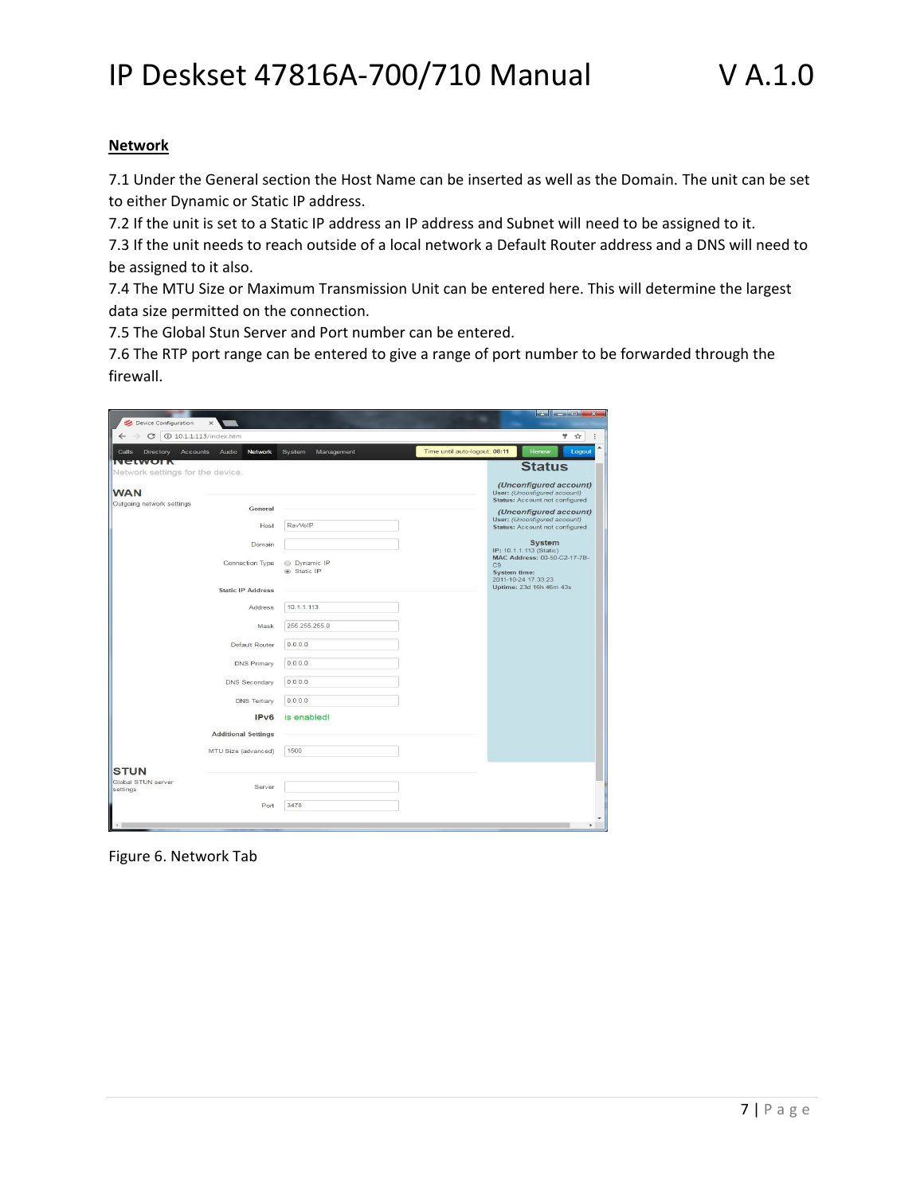## Network

7.1 Under the General section the Host Name can be inserted as well as the Domain. The unit can be set to either Dynamic or Static IP address.

7.2 If the unit is set to a Static IP address an IP address and Subnet will need to be assigned to it.

7.3 If the unit needs to reach outside of a local network a Default Router address and a DNS will need to be assigned to it also.

7.4 The MTU Size or Maximum Transmission Unit can be entered here. This will determine the largest data size permitted on the connection.

7.5 The Global Stun Server and Port number can be entered.

7.6 The RTP port range can be entered to give a range of port number to be forwarded through the firewall.

Figure 6. Network Tab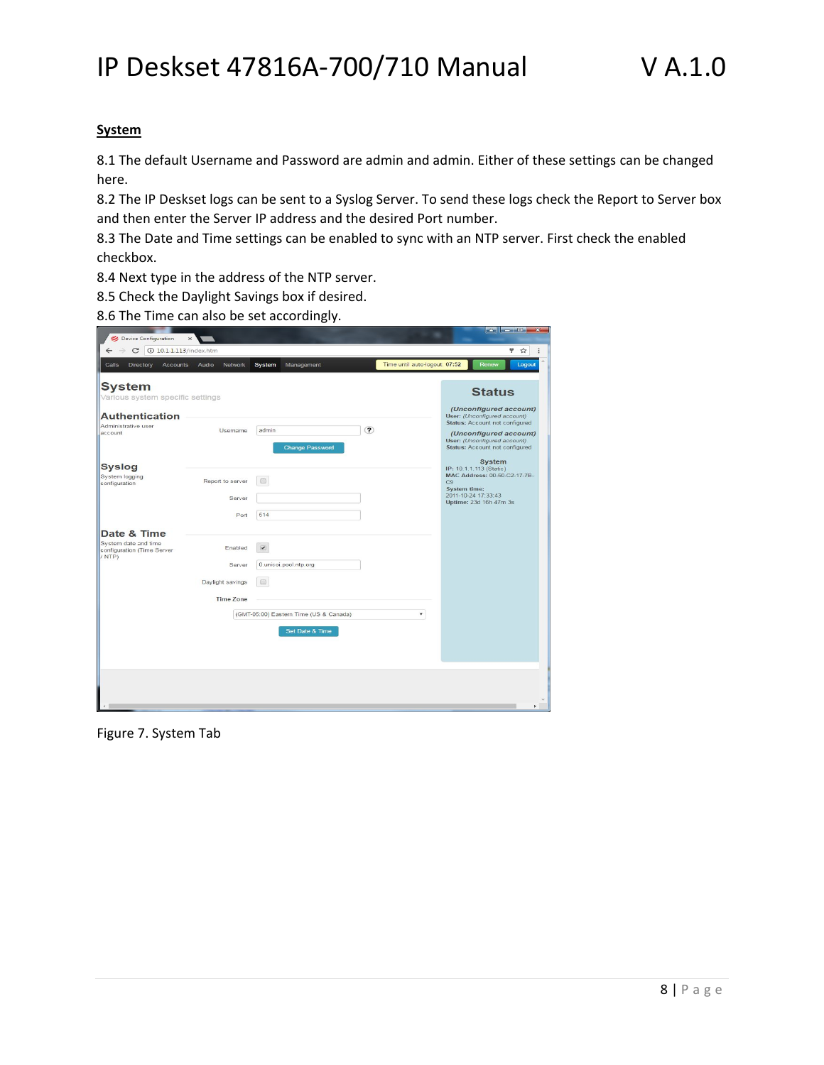## System

8.1 The default Username and Password are admin and admin. Either of these settings can be changed here.
8.2 The IP Deskset logs can be sent to a Syslog Server. To send these logs check the Report to Server box and then enter the Server IP address and the desired Port number.
8.3 The Date and Time settings can be enabled to sync with an NTP server. First check the enabled checkbox.
8.4 Next type in the address of the NTP server.
8.5 Check the Daylight Savings box if desired.
8.6 The Time can also be set accordingly.

Figure 7. System Tab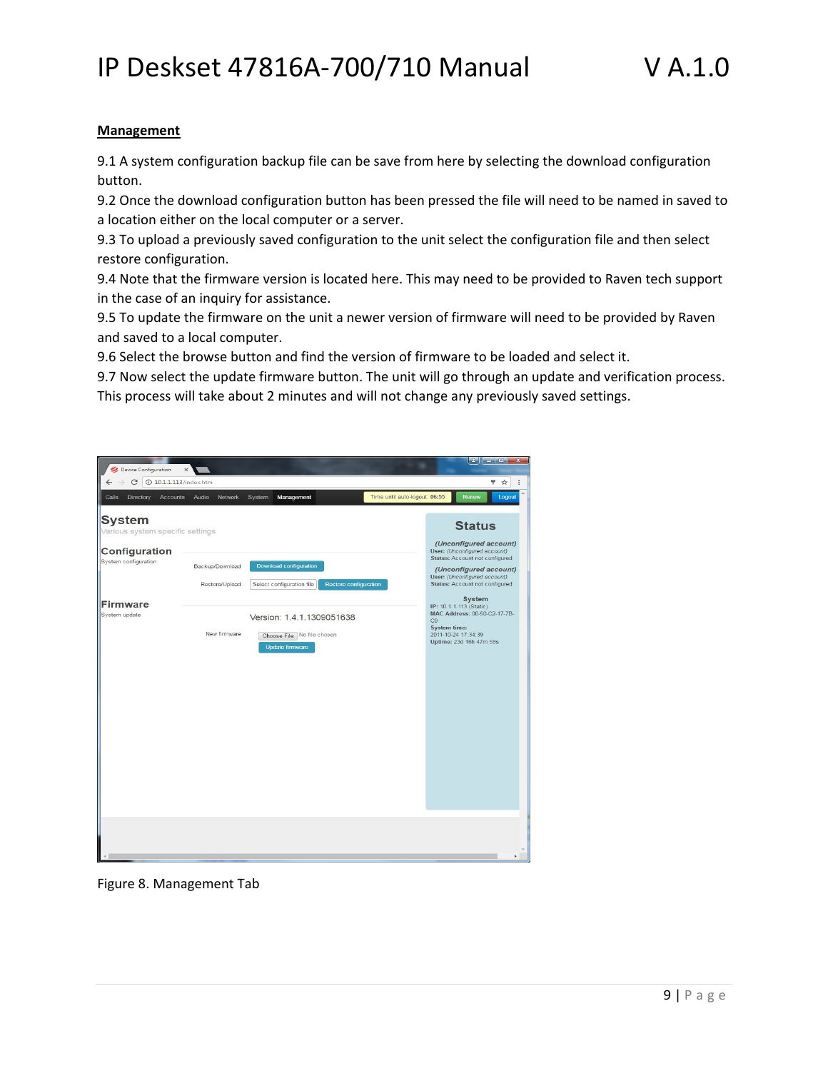## Management

9.1 A system configuration backup file can be save from here by selecting the download configuration button.
9.2 Once the download configuration button has been pressed the file will need to be named in saved to a location either on the local computer or a server.
9.3 To upload a previously saved configuration to the unit select the configuration file and then select restore configuration.
9.4 Note that the firmware version is located here. This may need to be provided to Raven tech support in the case of an inquiry for assistance.
9.5 To update the firmware on the unit a newer version of firmware will need to be provided by Raven and saved to a local computer.
9.6 Select the browse button and find the version of firmware to be loaded and select it.
9.7 Now select the update firmware button. The unit will go through an update and verification process. This process will take about 2 minutes and will not change any previously saved settings.

Figure 8. Management Tab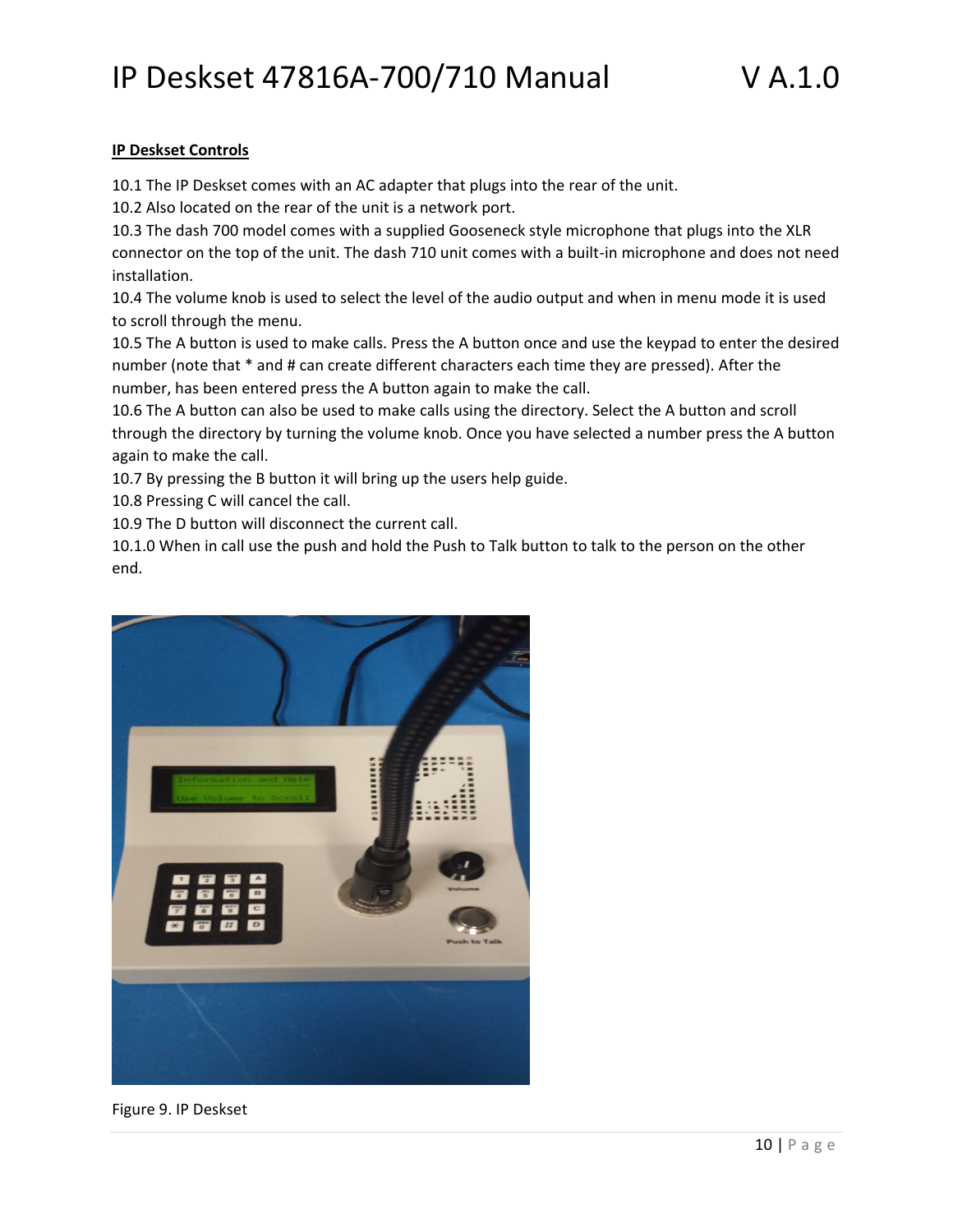**IP Deskset Controls**

10.1 The IP Deskset comes with an AC adapter that plugs into the rear of the unit.
10.2 Also located on the rear of the unit is a network port.
10.3 The dash 700 model comes with a supplied Gooseneck style microphone that plugs into the XLR connector on the top of the unit. The dash 710 unit comes with a built-in microphone and does not need installation.
10.4 The volume knob is used to select the level of the audio output and when in menu mode it is used to scroll through the menu.
10.5 The A button is used to make calls. Press the A button once and use the keypad to enter the desired number (note that * and # can create different characters each time they are pressed). After the number, has been entered press the A button again to make the call.
10.6 The A button can also be used to make calls using the directory. Select the A button and scroll through the directory by turning the volume knob. Once you have selected a number press the A button again to make the call.
10.7 By pressing the B button it will bring up the users help guide.
10.8 Pressing C will cancel the call.
10.9 The D button will disconnect the current call.
10.1.0 When in call use the push and hold the Push to Talk button to talk to the person on the other end.

Figure 9. IP Deskset